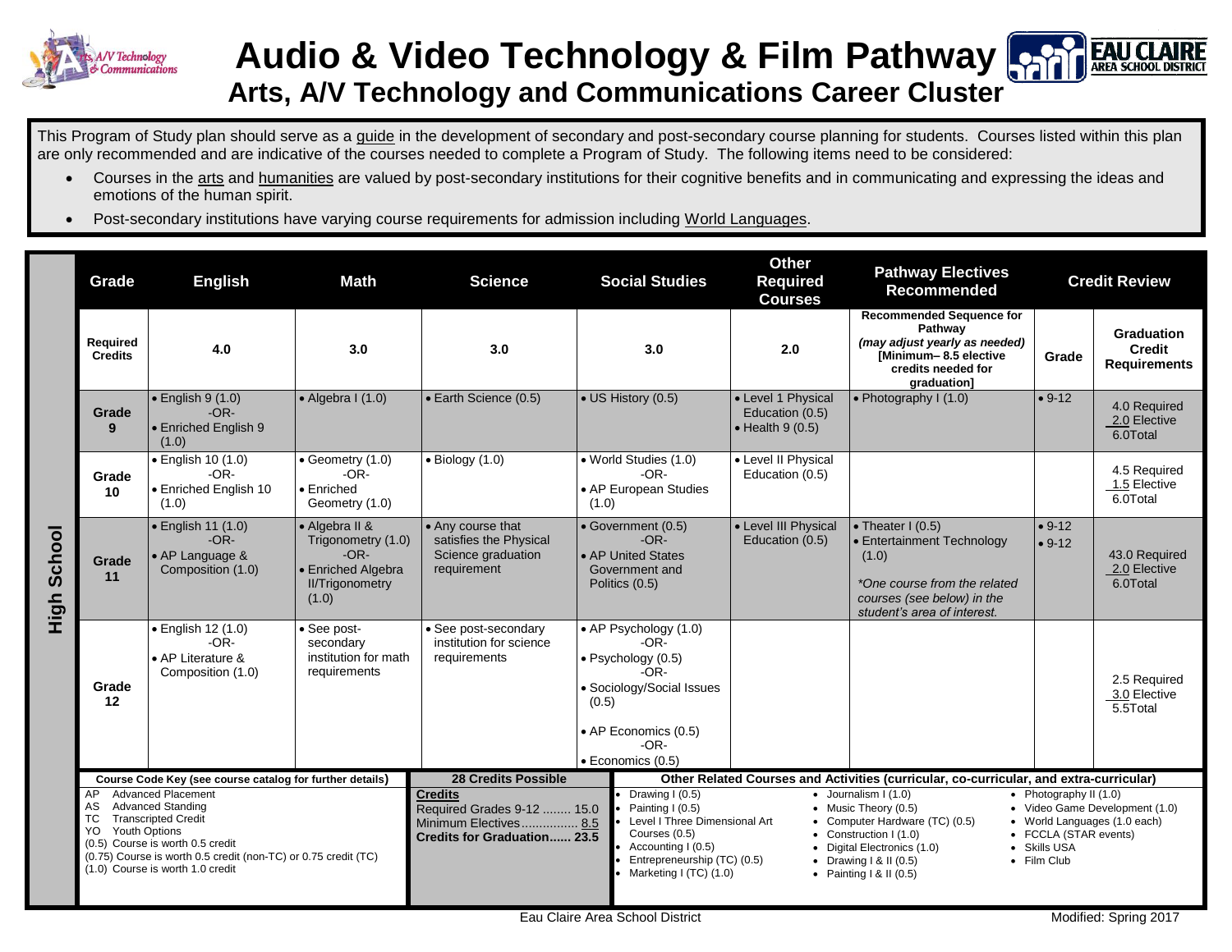# Audio & Video Technology & Film Pathway

## Arts, A/V Technology and Communications Career Cluster

This Program of Study plan should serve as a guide in the development of secondary and post-secondary course planning for students. Courses listed within this plan are only recommended and are indicative of the courses needed to complete a Program of Study. The following items need to be considered:

- Courses in the arts and humanities are valued by post-secondary institutions for their cognitive benefits and in communicating and expressing the ideas and emotions of the human spirit.
- Post-secondary institutions have varying course requirements for admission including World Languages.

**High School**

| Grade | English | Math | Science | Social Studies | Other Required Courses | Pathway Electives Recommended | Credit Review | |
|---|---|---|---|---|---|---|---|---|
| **Required Credits** | **4.0** | **3.0** | **3.0** | **3.0** | **2.0** | **Recommended Sequence for Pathway** *(may adjust yearly as needed)* **[Minimum– 8.5 elective credits needed for graduation]** | **Grade** | **Graduation Credit Requirements** |
| **Grade 9** | • English 9 (1.0) -OR- • Enriched English 9 (1.0) | • Algebra I (1.0) | • Earth Science (0.5) | • US History (0.5) | • Level 1 Physical Education (0.5) • Health 9 (0.5) | • Photography I (1.0) | • 9-12 | 4.0 Required 2.0 Elective 6.0Total |
| **Grade 10** | • English 10 (1.0) -OR- • Enriched English 10 (1.0) | • Geometry (1.0) -OR- • Enriched Geometry (1.0) | • Biology (1.0) | • World Studies (1.0) -OR- • AP European Studies (1.0) | • Level II Physical Education (0.5) | | | 4.5 Required 1.5 Elective 6.0Total |
| **Grade 11** | • English 11 (1.0) -OR- • AP Language & Composition (1.0) | • Algebra II & Trigonometry (1.0) -OR- • Enriched Algebra II/Trigonometry (1.0) | • Any course that satisfies the Physical Science graduation requirement | • Government (0.5) -OR- • AP United States Government and Politics (0.5) | • Level III Physical Education (0.5) | • Theater I (0.5) • Entertainment Technology (1.0) *\*One course from the related courses (see below) in the student's area of interest.* | • 9-12 • 9-12 | 43.0 Required 2.0 Elective 6.0Total |
| **Grade 12** | • English 12 (1.0) -OR- • AP Literature & Composition (1.0) | • See post-secondary institution for math requirements | • See post-secondary institution for science requirements | • AP Psychology (1.0) -OR- • Psychology (0.5) -OR- • Sociology/Social Issues (0.5) • AP Economics (0.5) -OR- • Economics (0.5) | | | | 2.5 Required 3.0 Elective 5.5Total |

**Course Code Key (see course catalog for further details)**

- AP Advanced Placement
- AS Advanced Standing
- TC Transcripted Credit
- YO Youth Options
- (0.5) Course is worth 0.5 credit
- (0.75) Course is worth 0.5 credit (non-TC) or 0.75 credit (TC)
- (1.0) Course is worth 1.0 credit

**28 Credits Possible**

**Credits**
Required Grades 9-12 ........ 15.0
Minimum Electives................ 8.5
**Credits for Graduation...... 23.5**

**Other Related Courses and Activities (curricular, co-curricular, and extra-curricular)**

- Drawing I (0.5)
- Painting I (0.5)
- Level I Three Dimensional Art Courses (0.5)
- Accounting I (0.5)
- Entrepreneurship (TC) (0.5)
- Marketing I (TC) (1.0)
- Journalism I (1.0)
- Music Theory (0.5)
- Computer Hardware (TC) (0.5)
- Construction I (1.0)
- Digital Electronics (1.0)
- Drawing I & II (0.5)
- Painting I & II (0.5)
- Photography II (1.0)
- Video Game Development (1.0)
- World Languages (1.0 each)
- FCCLA (STAR events)
- Skills USA
- Film Club

Eau Claire Area School District

Modified: Spring 2017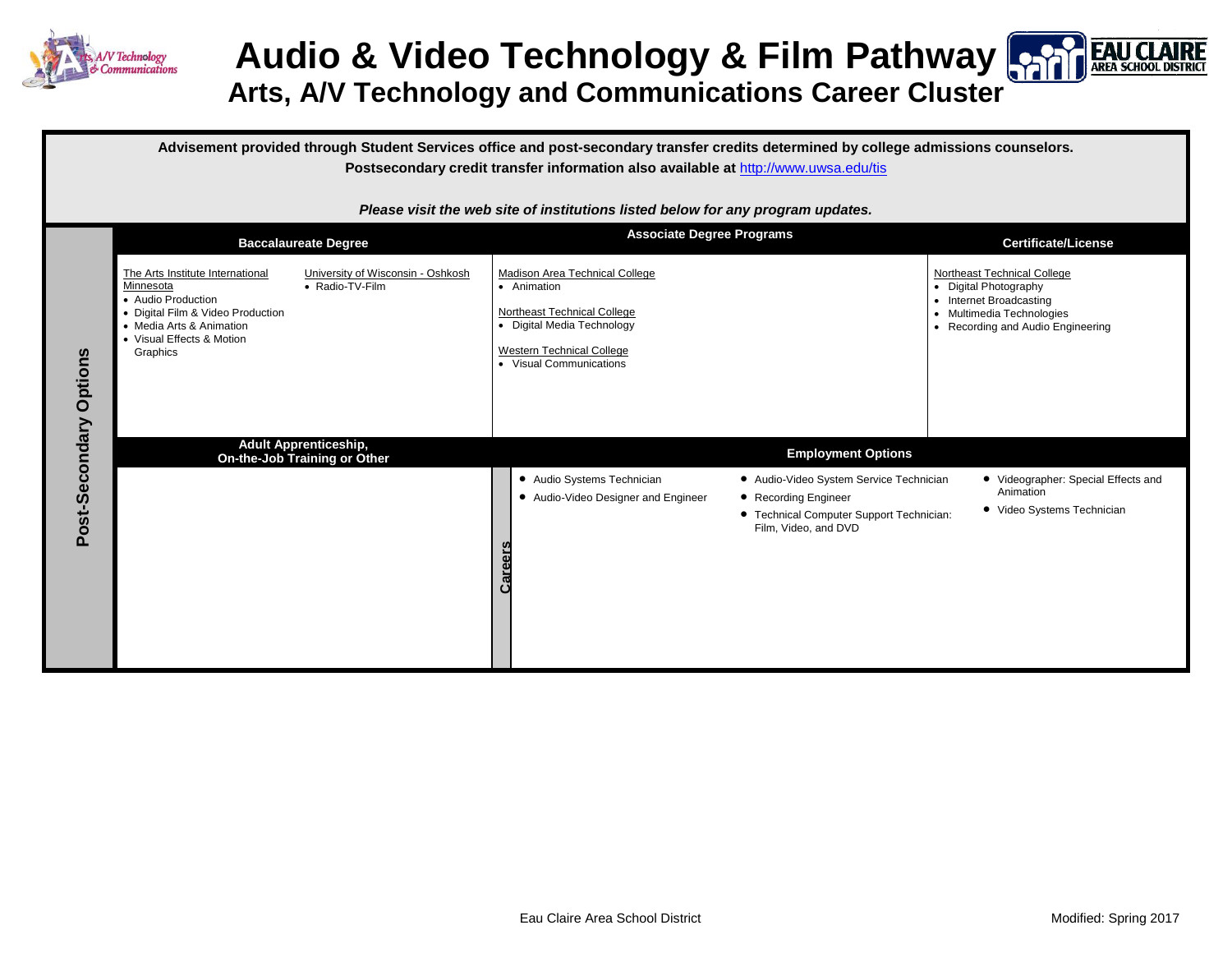# Audio & Video Technology & Film Pathway

## Arts, A/V Technology and Communications Career Cluster

**Advisement provided through Student Services office and post-secondary transfer credits determined by college admissions counselors.**
**Postsecondary credit transfer information also available at** http://www.uwsa.edu/tis

***Please visit the web site of institutions listed below for any program updates.***

## Post-Secondary Options

### Baccalaureate Degree

The Arts Institute International Minnesota
- Audio Production
- Digital Film & Video Production
- Media Arts & Animation
- Visual Effects & Motion Graphics

University of Wisconsin - Oshkosh
- Radio-TV-Film

### Associate Degree Programs

Madison Area Technical College
- Animation

Northeast Technical College
- Digital Media Technology

Western Technical College
- Visual Communications

### Certificate/License

Northeast Technical College
- Digital Photography
- Internet Broadcasting
- Multimedia Technologies
- Recording and Audio Engineering

### Adult Apprenticeship, On-the-Job Training or Other

### Employment Options

**Careers**

- Audio Systems Technician
- Audio-Video Designer and Engineer
- Audio-Video System Service Technician
- Recording Engineer
- Technical Computer Support Technician: Film, Video, and DVD
- Videographer: Special Effects and Animation
- Video Systems Technician

Eau Claire Area School District

Modified: Spring 2017